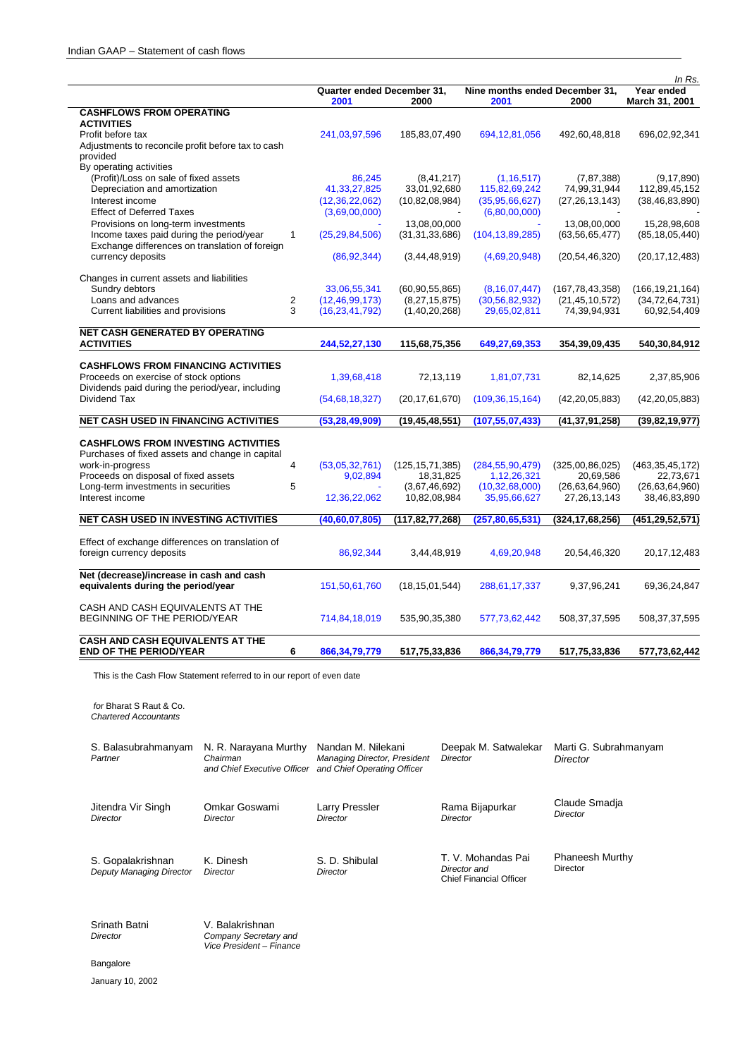Indian GAAP – Statement of cash flows

*In Rs.*

| | | Quarter ended December 31, | | Nine months ended December 31, | | Year ended |
|---|---|---|---|---|---|---|
| | | 2001 | 2000 | 2001 | 2000 | March 31, 2001 |
| **CASHFLOWS FROM OPERATING ACTIVITIES** | | | | | | |
| Profit before tax | | 241,03,97,596 | 185,83,07,490 | 694,12,81,056 | 492,60,48,818 | 696,02,92,341 |
| Adjustments to reconcile profit before tax to cash provided | | | | | | |
| By operating activities | | | | | | |
| (Profit)/Loss on sale of fixed assets | | 86,245 | (8,41,217) | (1,16,517) | (7,87,388) | (9,17,890) |
| Depreciation and amortization | | 41,33,27,825 | 33,01,92,680 | 115,82,69,242 | 74,99,31,944 | 112,89,45,152 |
| Interest income | | (12,36,22,062) | (10,82,08,984) | (35,95,66,627) | (27,26,13,143) | (38,46,83,890) |
| Effect of Deferred Taxes | | (3,69,00,000) | - | (6,80,00,000) | | - |
| Provisions on long-term investments | | - | 13,08,00,000 | - | 13,08,00,000 | 15,28,98,608 |
| Income taxes paid during the period/year | 1 | (25,29,84,506) | (31,31,33,686) | (104,13,89,285) | (63,56,65,477) | (85,18,05,440) |
| Exchange differences on translation of foreign currency deposits | | (86,92,344) | (3,44,48,919) | (4,69,20,948) | (20,54,46,320) | (20,17,12,483) |
| Changes in current assets and liabilities | | | | | | |
| Sundry debtors | | 33,06,55,341 | (60,90,55,865) | (8,16,07,447) | (167,78,43,358) | (166,19,21,164) |
| Loans and advances | 2 | (12,46,99,173) | (8,27,15,875) | (30,56,82,932) | (21,45,10,572) | (34,72,64,731) |
| Current liabilities and provisions | 3 | (16,23,41,792) | (1,40,20,268) | 29,65,02,811 | 74,39,94,931 | 60,92,54,409 |
| **NET CASH GENERATED BY OPERATING ACTIVITIES** | | **244,52,27,130** | **115,68,75,356** | **649,27,69,353** | **354,39,09,435** | **540,30,84,912** |
| **CASHFLOWS FROM FINANCING ACTIVITIES** | | | | | | |
| Proceeds on exercise of stock options | | 1,39,68,418 | 72,13,119 | 1,81,07,731 | 82,14,625 | 2,37,85,906 |
| Dividends paid during the period/year, including Dividend Tax | | (54,68,18,327) | (20,17,61,670) | (109,36,15,164) | (42,20,05,883) | (42,20,05,883) |
| **NET CASH USED IN FINANCING ACTIVITIES** | | **(53,28,49,909)** | **(19,45,48,551)** | **(107,55,07,433)** | **(41,37,91,258)** | **(39,82,19,977)** |
| **CASHFLOWS FROM INVESTING ACTIVITIES** | | | | | | |
| Purchases of fixed assets and change in capital work-in-progress | 4 | (53,05,32,761) | (125,15,71,385) | (284,55,90,479) | (325,00,86,025) | (463,35,45,172) |
| Proceeds on disposal of fixed assets | | 9,02,894 | 18,31,825 | 1,12,26,321 | 20,69,586 | 22,73,671 |
| Long-term investments in securities | 5 | - | (3,67,46,692) | (10,32,68,000) | (26,63,64,960) | (26,63,64,960) |
| Interest income | | 12,36,22,062 | 10,82,08,984 | 35,95,66,627 | 27,26,13,143 | 38,46,83,890 |
| **NET CASH USED IN INVESTING ACTIVITIES** | | **(40,60,07,805)** | **(117,82,77,268)** | **(257,80,65,531)** | **(324,17,68,256)** | **(451,29,52,571)** |
| Effect of exchange differences on translation of foreign currency deposits | | 86,92,344 | 3,44,48,919 | 4,69,20,948 | 20,54,46,320 | 20,17,12,483 |
| **Net (decrease)/increase in cash and cash equivalents during the period/year** | | 151,50,61,760 | (18,15,01,544) | 288,61,17,337 | 9,37,96,241 | 69,36,24,847 |
| CASH AND CASH EQUIVALENTS AT THE BEGINNING OF THE PERIOD/YEAR | | 714,84,18,019 | 535,90,35,380 | 577,73,62,442 | 508,37,37,595 | 508,37,37,595 |
| **CASH AND CASH EQUIVALENTS AT THE END OF THE PERIOD/YEAR** | **6** | **866,34,79,779** | **517,75,33,836** | **866,34,79,779** | **517,75,33,836** | **577,73,62,442** |

This is the Cash Flow Statement referred to in our report of even date

*for* Bharat S Raut & Co.
*Chartered Accountants*

| | | | | |
|---|---|---|---|---|
| S. Balasubrahmanyam *Partner* | N. R. Narayana Murthy *Chairman and Chief Executive Officer* | Nandan M. Nilekani *Managing Director, President and Chief Operating Officer* | Deepak M. Satwalekar *Director* | Marti G. Subrahmanyam *Director* |
| Jitendra Vir Singh *Director* | Omkar Goswami *Director* | Larry Pressler *Director* | Rama Bijapurkar *Director* | Claude Smadja *Director* |
| S. Gopalakrishnan *Deputy Managing Director* | K. Dinesh *Director* | S. D. Shibulal *Director* | T. V. Mohandas Pai *Director and Chief Financial Officer* | Phaneesh Murthy *Director* |
| Srinath Batni *Director* | V. Balakrishnan *Company Secretary and Vice President – Finance* | | | |

Bangalore

January 10, 2002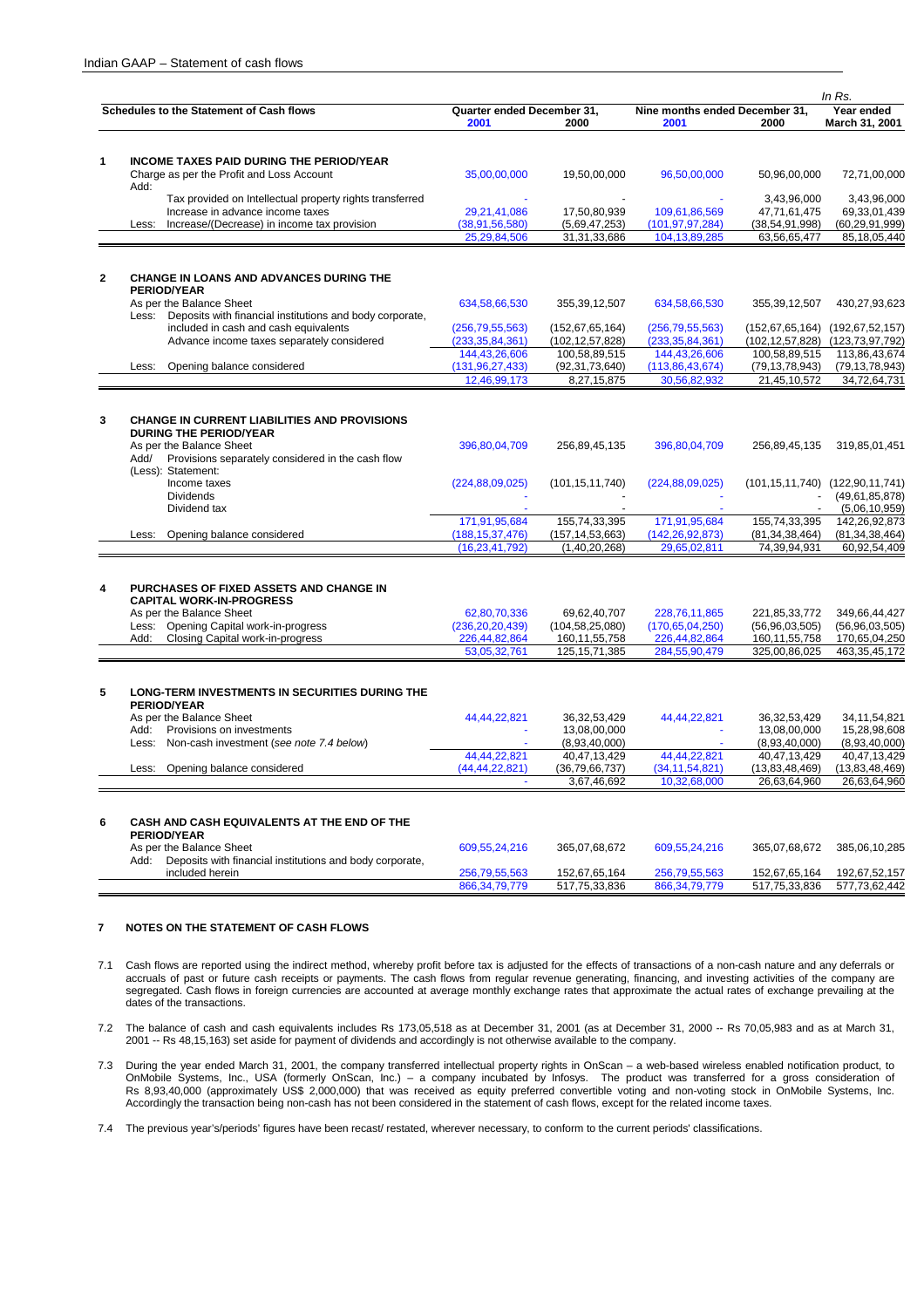Indian GAAP – Statement of cash flows

*In Rs.*

| Schedules to the Statement of Cash flows | Quarter ended December 31, 2001 | Quarter ended December 31, 2000 | Nine months ended December 31, 2001 | Nine months ended December 31, 2000 | Year ended March 31, 2001 |
|---|---|---|---|---|---|
| **1 INCOME TAXES PAID DURING THE PERIOD/YEAR** | | | | | |
| Charge as per the Profit and Loss Account | 35,00,00,000 | 19,50,00,000 | 96,50,00,000 | 50,96,00,000 | 72,71,00,000 |
| Add: | | | | | |
| Tax provided on Intellectual property rights transferred | - | - | - | 3,43,96,000 | 3,43,96,000 |
| Increase in advance income taxes | 29,21,41,086 | 17,50,80,939 | 109,61,86,569 | 47,71,61,475 | 69,33,01,439 |
| Less: Increase/(Decrease) in income tax provision | (38,91,56,580) | (5,69,47,253) | (101,97,97,284) | (38,54,91,998) | (60,29,91,999) |
| | 25,29,84,506 | 31,31,33,686 | 104,13,89,285 | 63,56,65,477 | 85,18,05,440 |
| **2 CHANGE IN LOANS AND ADVANCES DURING THE PERIOD/YEAR** | | | | | |
| As per the Balance Sheet | 634,58,66,530 | 355,39,12,507 | 634,58,66,530 | 355,39,12,507 | 430,27,93,623 |
| Less: Deposits with financial institutions and body corporate, included in cash and cash equivalents | (256,79,55,563) | (152,67,65,164) | (256,79,55,563) | (152,67,65,164) | (192,67,52,157) |
| Advance income taxes separately considered | (233,35,84,361) | (102,12,57,828) | (233,35,84,361) | (102,12,57,828) | (123,73,97,792) |
| | 144,43,26,606 | 100,58,89,515 | 144,43,26,606 | 100,58,89,515 | 113,86,43,674 |
| Less: Opening balance considered | (131,96,27,433) | (92,31,73,640) | (113,86,43,674) | (79,13,78,943) | (79,13,78,943) |
| | 12,46,99,173 | 8,27,15,875 | 30,56,82,932 | 21,45,10,572 | 34,72,64,731 |
| **3 CHANGE IN CURRENT LIABILITIES AND PROVISIONS DURING THE PERIOD/YEAR** | | | | | |
| As per the Balance Sheet | 396,80,04,709 | 256,89,45,135 | 396,80,04,709 | 256,89,45,135 | 319,85,01,451 |
| Add/ (Less): Provisions separately considered in the cash flow Statement: | | | | | |
| Income taxes | (224,88,09,025) | (101,15,11,740) | (224,88,09,025) | (101,15,11,740) | (122,90,11,741) |
| Dividends | - | - | - | - | (49,61,85,878) |
| Dividend tax | - | - | - | - | (5,06,10,959) |
| | 171,91,95,684 | 155,74,33,395 | 171,91,95,684 | 155,74,33,395 | 142,26,92,873 |
| Less: Opening balance considered | (188,15,37,476) | (157,14,53,663) | (142,26,92,873) | (81,34,38,464) | (81,34,38,464) |
| | (16,23,41,792) | (1,40,20,268) | 29,65,02,811 | 74,39,94,931 | 60,92,54,409 |
| **4 PURCHASES OF FIXED ASSETS AND CHANGE IN CAPITAL WORK-IN-PROGRESS** | | | | | |
| As per the Balance Sheet | 62,80,70,336 | 69,62,40,707 | 228,76,11,865 | 221,85,33,772 | 349,66,44,427 |
| Less: Opening Capital work-in-progress | (236,20,20,439) | (104,58,25,080) | (170,65,04,250) | (56,96,03,505) | (56,96,03,505) |
| Add: Closing Capital work-in-progress | 226,44,82,864 | 160,11,55,758 | 226,44,82,864 | 160,11,55,758 | 170,65,04,250 |
| | 53,05,32,761 | 125,15,71,385 | 284,55,90,479 | 325,00,86,025 | 463,35,45,172 |
| **5 LONG-TERM INVESTMENTS IN SECURITIES DURING THE PERIOD/YEAR** | | | | | |
| As per the Balance Sheet | 44,44,22,821 | 36,32,53,429 | 44,44,22,821 | 36,32,53,429 | 34,11,54,821 |
| Add: Provisions on investments | - | 13,08,00,000 | - | 13,08,00,000 | 15,28,98,608 |
| Less: Non-cash investment (*see note 7.4 below*) | - | (8,93,40,000) | - | (8,93,40,000) | (8,93,40,000) |
| | 44,44,22,821 | 40,47,13,429 | 44,44,22,821 | 40,47,13,429 | 40,47,13,429 |
| Less: Opening balance considered | (44,44,22,821) | (36,79,66,737) | (34,11,54,821) | (13,83,48,469) | (13,83,48,469) |
| | - | 3,67,46,692 | 10,32,68,000 | 26,63,64,960 | 26,63,64,960 |
| **6 CASH AND CASH EQUIVALENTS AT THE END OF THE PERIOD/YEAR** | | | | | |
| As per the Balance Sheet | 609,55,24,216 | 365,07,68,672 | 609,55,24,216 | 365,07,68,672 | 385,06,10,285 |
| Add: Deposits with financial institutions and body corporate, included herein | 256,79,55,563 | 152,67,65,164 | 256,79,55,563 | 152,67,65,164 | 192,67,52,157 |
| | 866,34,79,779 | 517,75,33,836 | 866,34,79,779 | 517,75,33,836 | 577,73,62,442 |

## 7 NOTES ON THE STATEMENT OF CASH FLOWS

7.1 Cash flows are reported using the indirect method, whereby profit before tax is adjusted for the effects of transactions of a non-cash nature and any deferrals or accruals of past or future cash receipts or payments. The cash flows from regular revenue generating, financing, and investing activities of the company are segregated. Cash flows in foreign currencies are accounted at average monthly exchange rates that approximate the actual rates of exchange prevailing at the dates of the transactions.

7.2 The balance of cash and cash equivalents includes Rs 173,05,518 as at December 31, 2001 (as at December 31, 2000 -- Rs 70,05,983 and as at March 31, 2001 -- Rs 48,15,163) set aside for payment of dividends and accordingly is not otherwise available to the company.

7.3 During the year ended March 31, 2001, the company transferred intellectual property rights in OnScan – a web-based wireless enabled notification product, to OnMobile Systems, Inc., USA (formerly OnScan, Inc.) – a company incubated by Infosys. The product was transferred for a gross consideration of Rs 8,93,40,000 (approximately US$ 2,000,000) that was received as equity preferred convertible voting and non-voting stock in OnMobile Systems, Inc. Accordingly the transaction being non-cash has not been considered in the statement of cash flows, except for the related income taxes.

7.4 The previous year's/periods' figures have been recast/ restated, wherever necessary, to conform to the current periods' classifications.